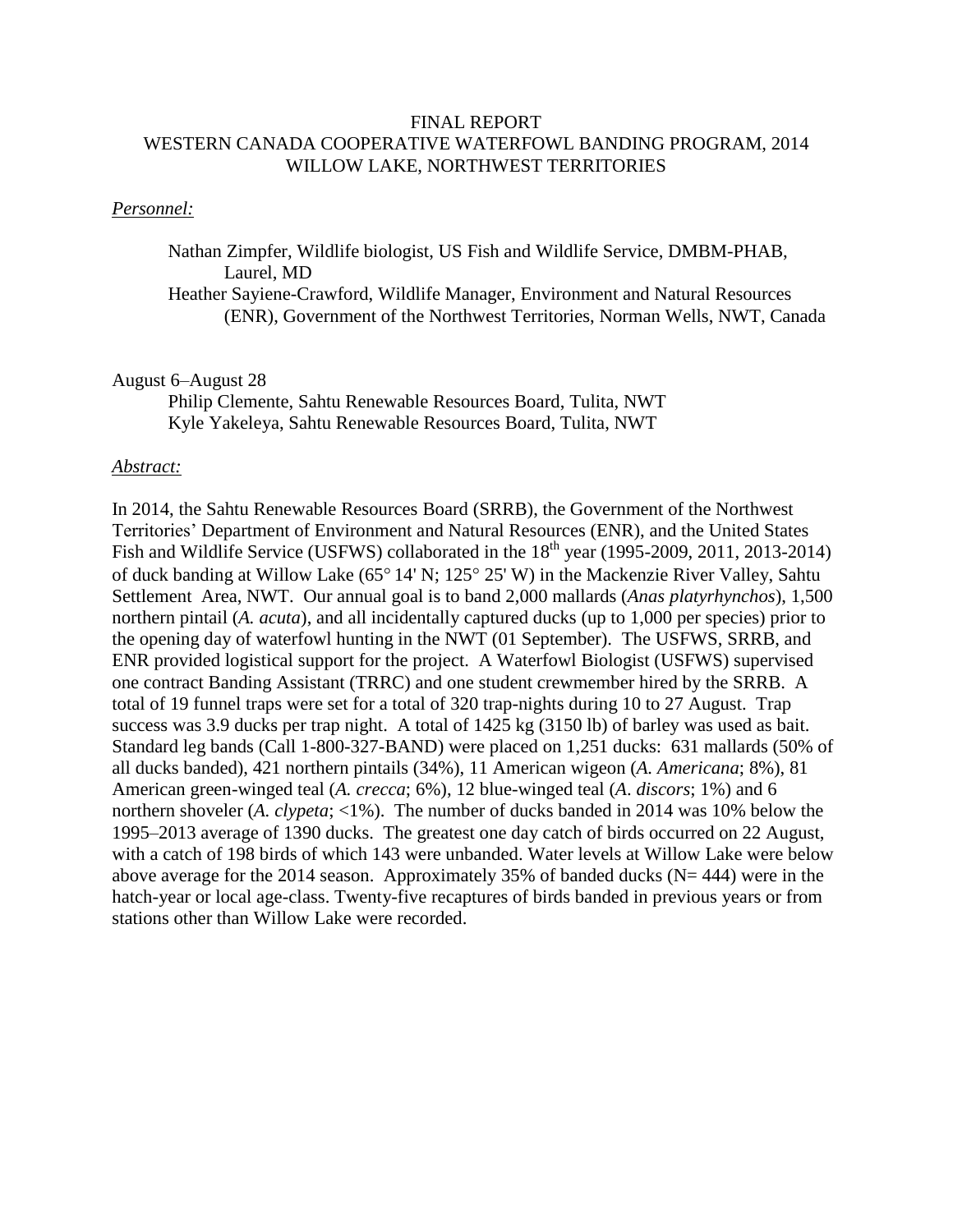# FINAL REPORT
# WESTERN CANADA COOPERATIVE WATERFOWL BANDING PROGRAM, 2014
# WILLOW LAKE, NORTHWEST TERRITORIES

*Personnel:*

Nathan Zimpfer, Wildlife biologist, US Fish and Wildlife Service, DMBM-PHAB, Laurel, MD
Heather Sayiene-Crawford, Wildlife Manager, Environment and Natural Resources (ENR), Government of the Northwest Territories, Norman Wells, NWT, Canada

August 6–August 28
Philip Clemente, Sahtu Renewable Resources Board, Tulita, NWT
Kyle Yakeleya, Sahtu Renewable Resources Board, Tulita, NWT

*Abstract:*

In 2014, the Sahtu Renewable Resources Board (SRRB), the Government of the Northwest Territories' Department of Environment and Natural Resources (ENR), and the United States Fish and Wildlife Service (USFWS) collaborated in the 18th year (1995-2009, 2011, 2013-2014) of duck banding at Willow Lake (65° 14' N; 125° 25' W) in the Mackenzie River Valley, Sahtu Settlement Area, NWT. Our annual goal is to band 2,000 mallards (*Anas platyrhynchos*), 1,500 northern pintail (*A. acuta*), and all incidentally captured ducks (up to 1,000 per species) prior to the opening day of waterfowl hunting in the NWT (01 September). The USFWS, SRRB, and ENR provided logistical support for the project. A Waterfowl Biologist (USFWS) supervised one contract Banding Assistant (TRRC) and one student crewmember hired by the SRRB. A total of 19 funnel traps were set for a total of 320 trap-nights during 10 to 27 August. Trap success was 3.9 ducks per trap night. A total of 1425 kg (3150 lb) of barley was used as bait. Standard leg bands (Call 1-800-327-BAND) were placed on 1,251 ducks: 631 mallards (50% of all ducks banded), 421 northern pintails (34%), 11 American wigeon (*A. Americana*; 8%), 81 American green-winged teal (*A. crecca*; 6%), 12 blue-winged teal (*A. discors*; 1%) and 6 northern shoveler (*A. clypeta*; <1%). The number of ducks banded in 2014 was 10% below the 1995–2013 average of 1390 ducks. The greatest one day catch of birds occurred on 22 August, with a catch of 198 birds of which 143 were unbanded. Water levels at Willow Lake were below above average for the 2014 season. Approximately 35% of banded ducks (N= 444) were in the hatch-year or local age-class. Twenty-five recaptures of birds banded in previous years or from stations other than Willow Lake were recorded.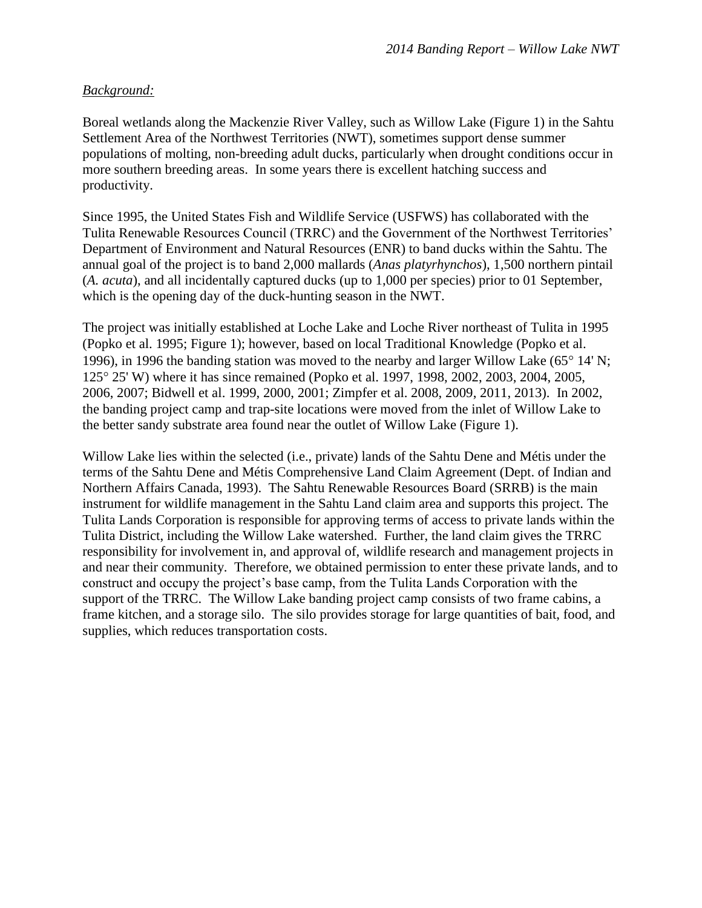*Background:*

Boreal wetlands along the Mackenzie River Valley, such as Willow Lake (Figure 1) in the Sahtu Settlement Area of the Northwest Territories (NWT), sometimes support dense summer populations of molting, non-breeding adult ducks, particularly when drought conditions occur in more southern breeding areas. In some years there is excellent hatching success and productivity.

Since 1995, the United States Fish and Wildlife Service (USFWS) has collaborated with the Tulita Renewable Resources Council (TRRC) and the Government of the Northwest Territories' Department of Environment and Natural Resources (ENR) to band ducks within the Sahtu. The annual goal of the project is to band 2,000 mallards (*Anas platyrhynchos*), 1,500 northern pintail (*A. acuta*), and all incidentally captured ducks (up to 1,000 per species) prior to 01 September, which is the opening day of the duck-hunting season in the NWT.

The project was initially established at Loche Lake and Loche River northeast of Tulita in 1995 (Popko et al. 1995; Figure 1); however, based on local Traditional Knowledge (Popko et al. 1996), in 1996 the banding station was moved to the nearby and larger Willow Lake (65° 14' N; 125° 25' W) where it has since remained (Popko et al. 1997, 1998, 2002, 2003, 2004, 2005, 2006, 2007; Bidwell et al. 1999, 2000, 2001; Zimpfer et al. 2008, 2009, 2011, 2013). In 2002, the banding project camp and trap-site locations were moved from the inlet of Willow Lake to the better sandy substrate area found near the outlet of Willow Lake (Figure 1).

Willow Lake lies within the selected (i.e., private) lands of the Sahtu Dene and Métis under the terms of the Sahtu Dene and Métis Comprehensive Land Claim Agreement (Dept. of Indian and Northern Affairs Canada, 1993). The Sahtu Renewable Resources Board (SRRB) is the main instrument for wildlife management in the Sahtu Land claim area and supports this project. The Tulita Lands Corporation is responsible for approving terms of access to private lands within the Tulita District, including the Willow Lake watershed. Further, the land claim gives the TRRC responsibility for involvement in, and approval of, wildlife research and management projects in and near their community. Therefore, we obtained permission to enter these private lands, and to construct and occupy the project's base camp, from the Tulita Lands Corporation with the support of the TRRC. The Willow Lake banding project camp consists of two frame cabins, a frame kitchen, and a storage silo. The silo provides storage for large quantities of bait, food, and supplies, which reduces transportation costs.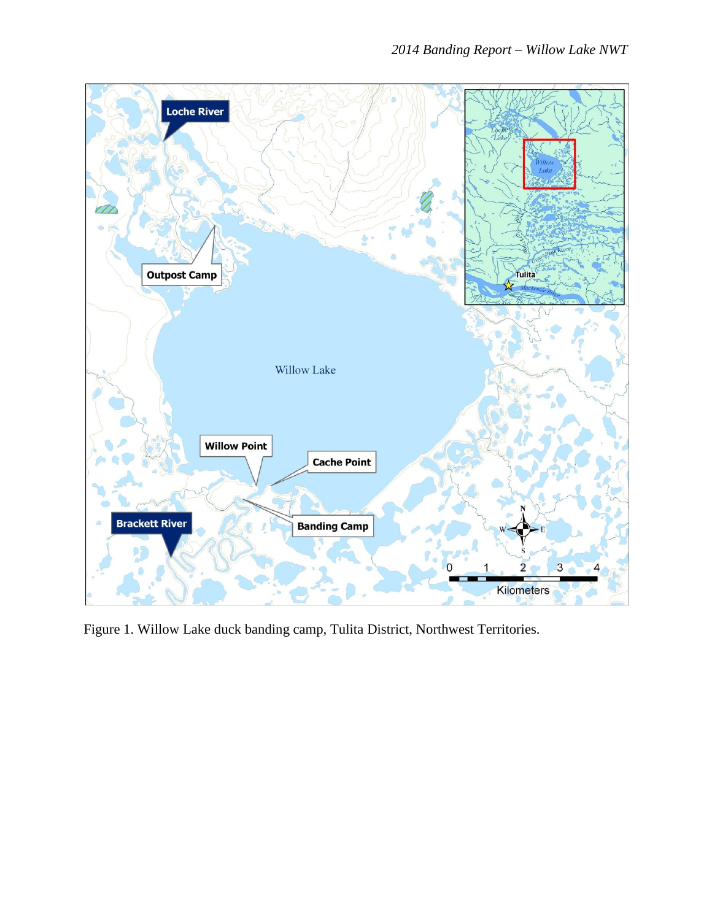Figure 1. Willow Lake duck banding camp, Tulita District, Northwest Territories.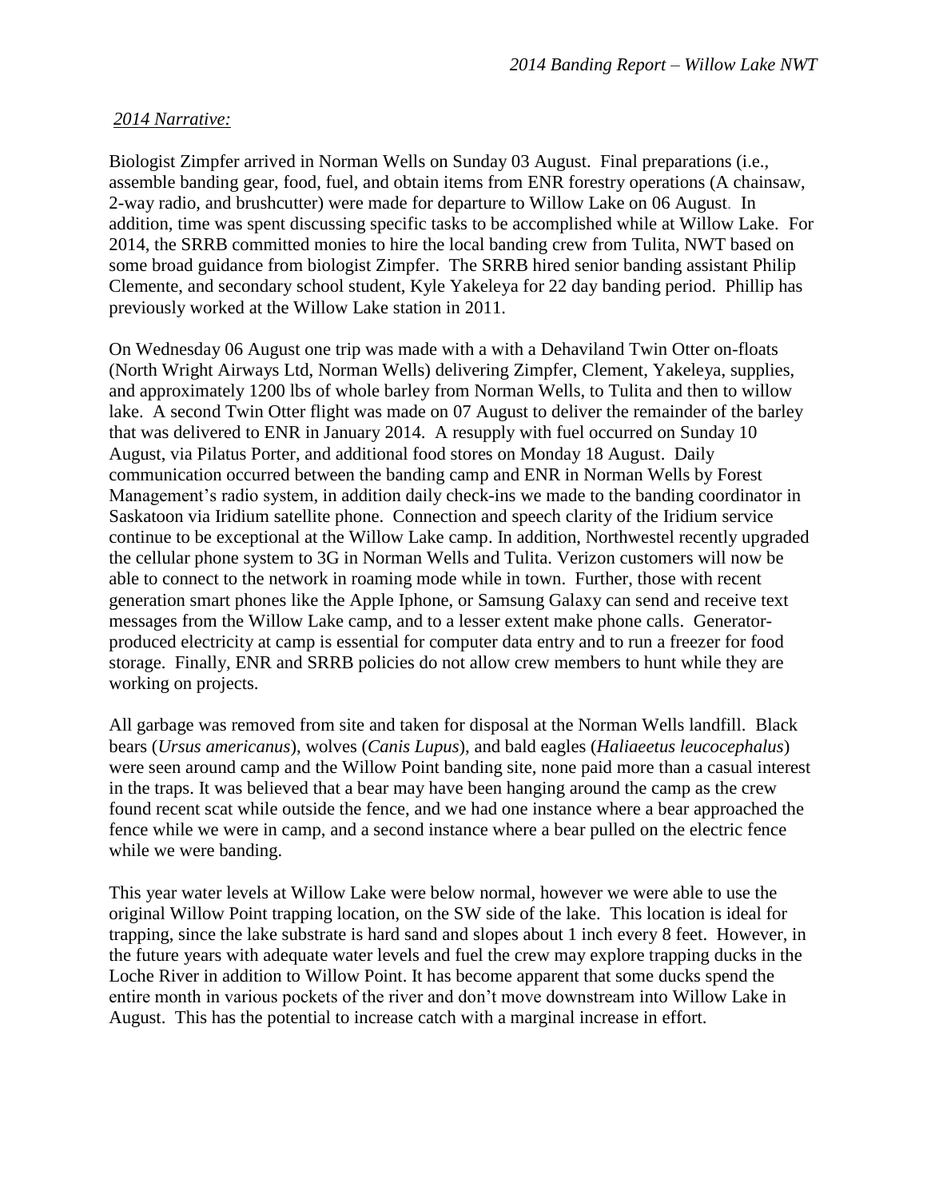*2014 Narrative:*

Biologist Zimpfer arrived in Norman Wells on Sunday 03 August. Final preparations (i.e., assemble banding gear, food, fuel, and obtain items from ENR forestry operations (A chainsaw, 2-way radio, and brushcutter) were made for departure to Willow Lake on 06 August. In addition, time was spent discussing specific tasks to be accomplished while at Willow Lake. For 2014, the SRRB committed monies to hire the local banding crew from Tulita, NWT based on some broad guidance from biologist Zimpfer. The SRRB hired senior banding assistant Philip Clemente, and secondary school student, Kyle Yakeleya for 22 day banding period. Phillip has previously worked at the Willow Lake station in 2011.

On Wednesday 06 August one trip was made with a with a Dehaviland Twin Otter on-floats (North Wright Airways Ltd, Norman Wells) delivering Zimpfer, Clement, Yakeleya, supplies, and approximately 1200 lbs of whole barley from Norman Wells, to Tulita and then to willow lake. A second Twin Otter flight was made on 07 August to deliver the remainder of the barley that was delivered to ENR in January 2014. A resupply with fuel occurred on Sunday 10 August, via Pilatus Porter, and additional food stores on Monday 18 August. Daily communication occurred between the banding camp and ENR in Norman Wells by Forest Management's radio system, in addition daily check-ins we made to the banding coordinator in Saskatoon via Iridium satellite phone. Connection and speech clarity of the Iridium service continue to be exceptional at the Willow Lake camp. In addition, Northwestel recently upgraded the cellular phone system to 3G in Norman Wells and Tulita. Verizon customers will now be able to connect to the network in roaming mode while in town. Further, those with recent generation smart phones like the Apple Iphone, or Samsung Galaxy can send and receive text messages from the Willow Lake camp, and to a lesser extent make phone calls. Generator-produced electricity at camp is essential for computer data entry and to run a freezer for food storage. Finally, ENR and SRRB policies do not allow crew members to hunt while they are working on projects.

All garbage was removed from site and taken for disposal at the Norman Wells landfill. Black bears (*Ursus americanus*), wolves (*Canis Lupus*), and bald eagles (*Haliaeetus leucocephalus*) were seen around camp and the Willow Point banding site, none paid more than a casual interest in the traps. It was believed that a bear may have been hanging around the camp as the crew found recent scat while outside the fence, and we had one instance where a bear approached the fence while we were in camp, and a second instance where a bear pulled on the electric fence while we were banding.

This year water levels at Willow Lake were below normal, however we were able to use the original Willow Point trapping location, on the SW side of the lake. This location is ideal for trapping, since the lake substrate is hard sand and slopes about 1 inch every 8 feet. However, in the future years with adequate water levels and fuel the crew may explore trapping ducks in the Loche River in addition to Willow Point. It has become apparent that some ducks spend the entire month in various pockets of the river and don't move downstream into Willow Lake in August. This has the potential to increase catch with a marginal increase in effort.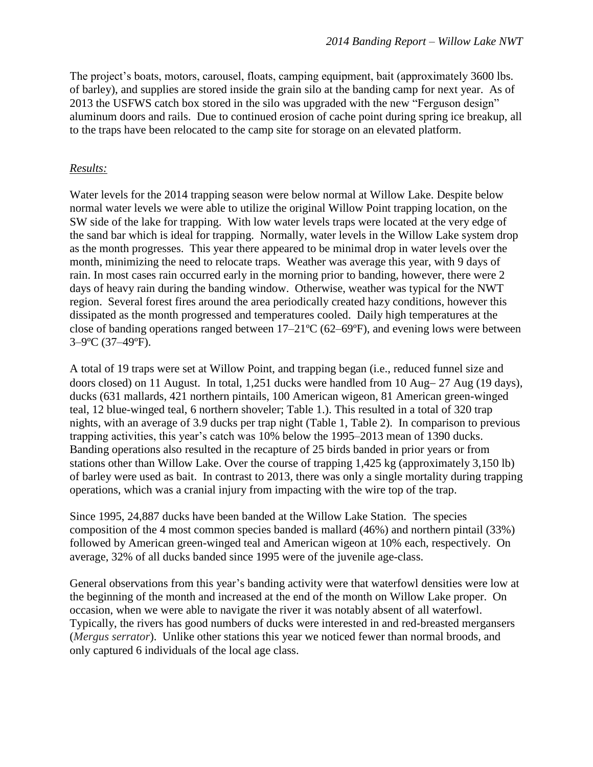The project's boats, motors, carousel, floats, camping equipment, bait (approximately 3600 lbs. of barley), and supplies are stored inside the grain silo at the banding camp for next year. As of 2013 the USFWS catch box stored in the silo was upgraded with the new "Ferguson design" aluminum doors and rails. Due to continued erosion of cache point during spring ice breakup, all to the traps have been relocated to the camp site for storage on an elevated platform.

*Results:*

Water levels for the 2014 trapping season were below normal at Willow Lake. Despite below normal water levels we were able to utilize the original Willow Point trapping location, on the SW side of the lake for trapping. With low water levels traps were located at the very edge of the sand bar which is ideal for trapping. Normally, water levels in the Willow Lake system drop as the month progresses. This year there appeared to be minimal drop in water levels over the month, minimizing the need to relocate traps. Weather was average this year, with 9 days of rain. In most cases rain occurred early in the morning prior to banding, however, there were 2 days of heavy rain during the banding window. Otherwise, weather was typical for the NWT region. Several forest fires around the area periodically created hazy conditions, however this dissipated as the month progressed and temperatures cooled. Daily high temperatures at the close of banding operations ranged between 17–21ºC (62–69ºF), and evening lows were between 3–9ºC (37–49ºF).

A total of 19 traps were set at Willow Point, and trapping began (i.e., reduced funnel size and doors closed) on 11 August. In total, 1,251 ducks were handled from 10 Aug– 27 Aug (19 days), ducks (631 mallards, 421 northern pintails, 100 American wigeon, 81 American green-winged teal, 12 blue-winged teal, 6 northern shoveler; Table 1.). This resulted in a total of 320 trap nights, with an average of 3.9 ducks per trap night (Table 1, Table 2). In comparison to previous trapping activities, this year's catch was 10% below the 1995–2013 mean of 1390 ducks. Banding operations also resulted in the recapture of 25 birds banded in prior years or from stations other than Willow Lake. Over the course of trapping 1,425 kg (approximately 3,150 lb) of barley were used as bait. In contrast to 2013, there was only a single mortality during trapping operations, which was a cranial injury from impacting with the wire top of the trap.

Since 1995, 24,887 ducks have been banded at the Willow Lake Station. The species composition of the 4 most common species banded is mallard (46%) and northern pintail (33%) followed by American green-winged teal and American wigeon at 10% each, respectively. On average, 32% of all ducks banded since 1995 were of the juvenile age-class.

General observations from this year's banding activity were that waterfowl densities were low at the beginning of the month and increased at the end of the month on Willow Lake proper. On occasion, when we were able to navigate the river it was notably absent of all waterfowl. Typically, the rivers has good numbers of ducks were interested in and red-breasted mergansers (*Mergus serrator*). Unlike other stations this year we noticed fewer than normal broods, and only captured 6 individuals of the local age class.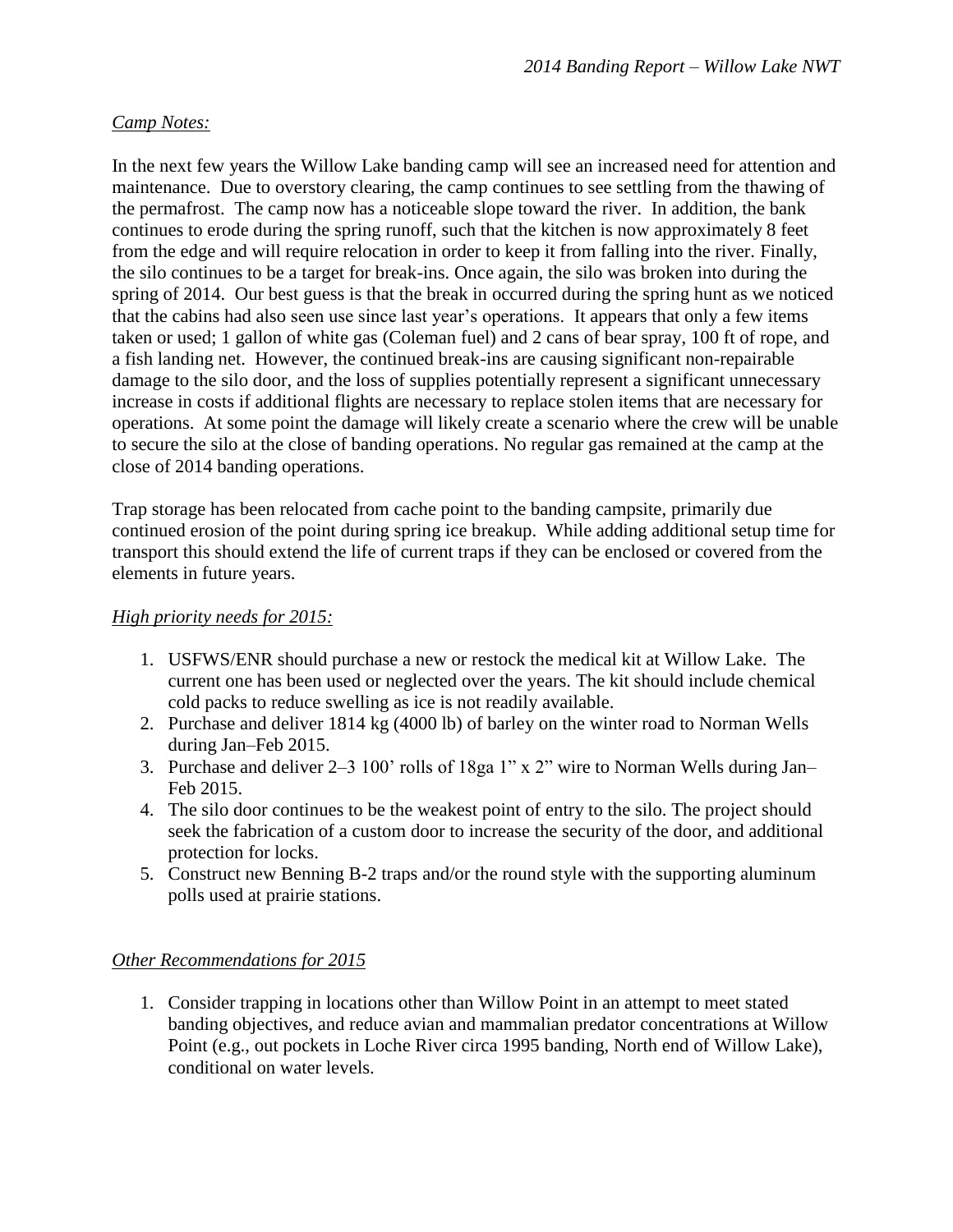*Camp Notes:*

In the next few years the Willow Lake banding camp will see an increased need for attention and maintenance. Due to overstory clearing, the camp continues to see settling from the thawing of the permafrost. The camp now has a noticeable slope toward the river. In addition, the bank continues to erode during the spring runoff, such that the kitchen is now approximately 8 feet from the edge and will require relocation in order to keep it from falling into the river. Finally, the silo continues to be a target for break-ins. Once again, the silo was broken into during the spring of 2014. Our best guess is that the break in occurred during the spring hunt as we noticed that the cabins had also seen use since last year's operations. It appears that only a few items taken or used; 1 gallon of white gas (Coleman fuel) and 2 cans of bear spray, 100 ft of rope, and a fish landing net. However, the continued break-ins are causing significant non-repairable damage to the silo door, and the loss of supplies potentially represent a significant unnecessary increase in costs if additional flights are necessary to replace stolen items that are necessary for operations. At some point the damage will likely create a scenario where the crew will be unable to secure the silo at the close of banding operations. No regular gas remained at the camp at the close of 2014 banding operations.

Trap storage has been relocated from cache point to the banding campsite, primarily due continued erosion of the point during spring ice breakup. While adding additional setup time for transport this should extend the life of current traps if they can be enclosed or covered from the elements in future years.

*High priority needs for 2015:*

1. USFWS/ENR should purchase a new or restock the medical kit at Willow Lake. The current one has been used or neglected over the years. The kit should include chemical cold packs to reduce swelling as ice is not readily available.
2. Purchase and deliver 1814 kg (4000 lb) of barley on the winter road to Norman Wells during Jan–Feb 2015.
3. Purchase and deliver 2–3 100' rolls of 18ga 1" x 2" wire to Norman Wells during Jan–Feb 2015.
4. The silo door continues to be the weakest point of entry to the silo. The project should seek the fabrication of a custom door to increase the security of the door, and additional protection for locks.
5. Construct new Benning B-2 traps and/or the round style with the supporting aluminum polls used at prairie stations.

*Other Recommendations for 2015*

1. Consider trapping in locations other than Willow Point in an attempt to meet stated banding objectives, and reduce avian and mammalian predator concentrations at Willow Point (e.g., out pockets in Loche River circa 1995 banding, North end of Willow Lake), conditional on water levels.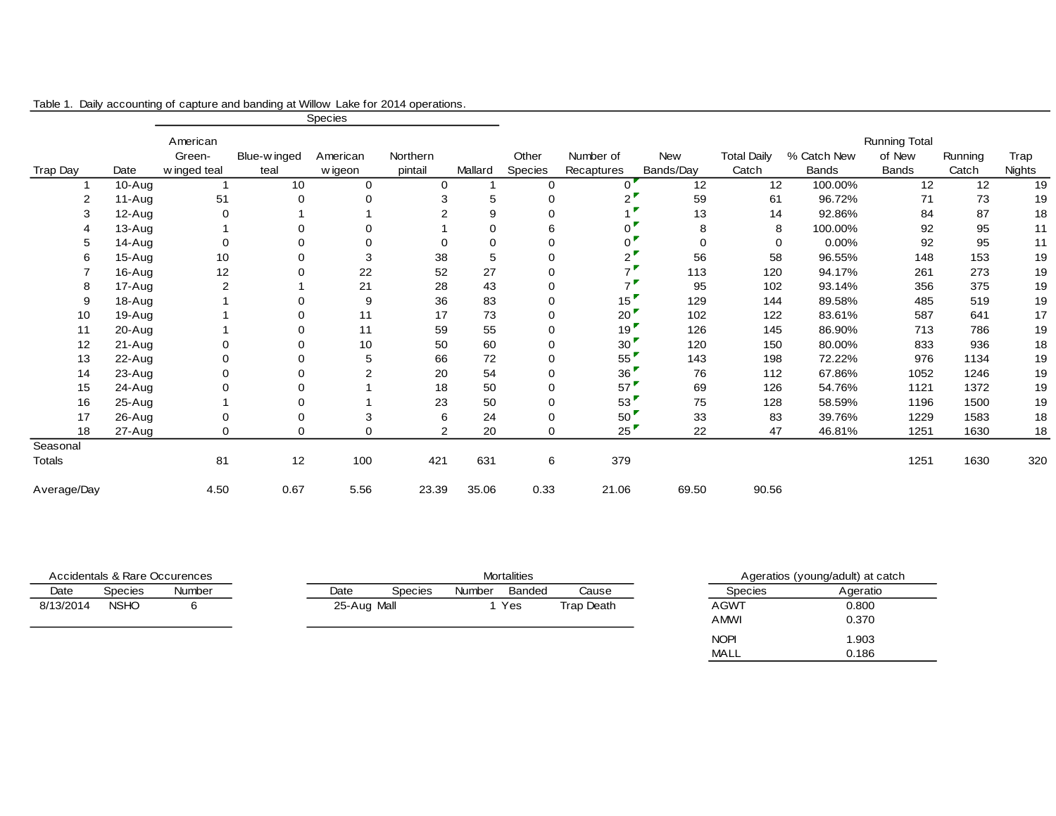Table 1. Daily accounting of capture and banding at Willow Lake for 2014 operations.

| | | Species | | | | | | | | | | | | | |
|---|---|---|---|---|---|---|---|---|---|---|---|---|---|---|---|
| Trap Day | Date | American Green-winged teal | Blue-winged teal | American wigeon | Northern pintail | Mallard | Other Species | Number of Recaptures | New Bands/Day | Total Daily Catch | % Catch New Bands | Running Total of New Bands | Running Catch | Trap Nights |
| 1 | 10-Aug | 1 | 10 | 0 | 0 | 1 | 0 | 0 | 12 | 12 | 100.00% | 12 | 12 | 19 |
| 2 | 11-Aug | 51 | 0 | 0 | 3 | 5 | 0 | 2 | 59 | 61 | 96.72% | 71 | 73 | 19 |
| 3 | 12-Aug | 0 | 1 | 1 | 2 | 9 | 0 | 1 | 13 | 14 | 92.86% | 84 | 87 | 18 |
| 4 | 13-Aug | 1 | 0 | 0 | 1 | 0 | 6 | 0 | 8 | 8 | 100.00% | 92 | 95 | 11 |
| 5 | 14-Aug | 0 | 0 | 0 | 0 | 0 | 0 | 0 | 0 | 0 | 0.00% | 92 | 95 | 11 |
| 6 | 15-Aug | 10 | 0 | 3 | 38 | 5 | 0 | 2 | 56 | 58 | 96.55% | 148 | 153 | 19 |
| 7 | 16-Aug | 12 | 0 | 22 | 52 | 27 | 0 | 7 | 113 | 120 | 94.17% | 261 | 273 | 19 |
| 8 | 17-Aug | 2 | 1 | 21 | 28 | 43 | 0 | 7 | 95 | 102 | 93.14% | 356 | 375 | 19 |
| 9 | 18-Aug | 1 | 0 | 9 | 36 | 83 | 0 | 15 | 129 | 144 | 89.58% | 485 | 519 | 19 |
| 10 | 19-Aug | 1 | 0 | 11 | 17 | 73 | 0 | 20 | 102 | 122 | 83.61% | 587 | 641 | 17 |
| 11 | 20-Aug | 1 | 0 | 11 | 59 | 55 | 0 | 19 | 126 | 145 | 86.90% | 713 | 786 | 19 |
| 12 | 21-Aug | 0 | 0 | 10 | 50 | 60 | 0 | 30 | 120 | 150 | 80.00% | 833 | 936 | 18 |
| 13 | 22-Aug | 0 | 0 | 5 | 66 | 72 | 0 | 55 | 143 | 198 | 72.22% | 976 | 1134 | 19 |
| 14 | 23-Aug | 0 | 0 | 2 | 20 | 54 | 0 | 36 | 76 | 112 | 67.86% | 1052 | 1246 | 19 |
| 15 | 24-Aug | 0 | 0 | 1 | 18 | 50 | 0 | 57 | 69 | 126 | 54.76% | 1121 | 1372 | 19 |
| 16 | 25-Aug | 1 | 0 | 1 | 23 | 50 | 0 | 53 | 75 | 128 | 58.59% | 1196 | 1500 | 19 |
| 17 | 26-Aug | 0 | 0 | 3 | 6 | 24 | 0 | 50 | 33 | 83 | 39.76% | 1229 | 1583 | 18 |
| 18 | 27-Aug | 0 | 0 | 0 | 2 | 20 | 0 | 25 | 22 | 47 | 46.81% | 1251 | 1630 | 18 |
| Seasonal Totals | | 81 | 12 | 100 | 421 | 631 | 6 | 379 | | | | 1251 | 1630 | 320 |
| Average/Day | | 4.50 | 0.67 | 5.56 | 23.39 | 35.06 | 0.33 | 21.06 | 69.50 | 90.56 | | | | |

Accidentals & Rare Occurences

| Date | Species | Number |
|---|---|---|
| 8/13/2014 | NSHO | 6 |

Mortalities

| Date | Species | Number | Banded | Cause |
|---|---|---|---|---|
| 25-Aug | Mall | 1 | Yes | Trap Death |

Ageratios (young/adult) at catch

| Species | Ageratio |
|---|---|
| AGWT | 0.800 |
| AMWI | 0.370 |
| NOPI | 1.903 |
| MALL | 0.186 |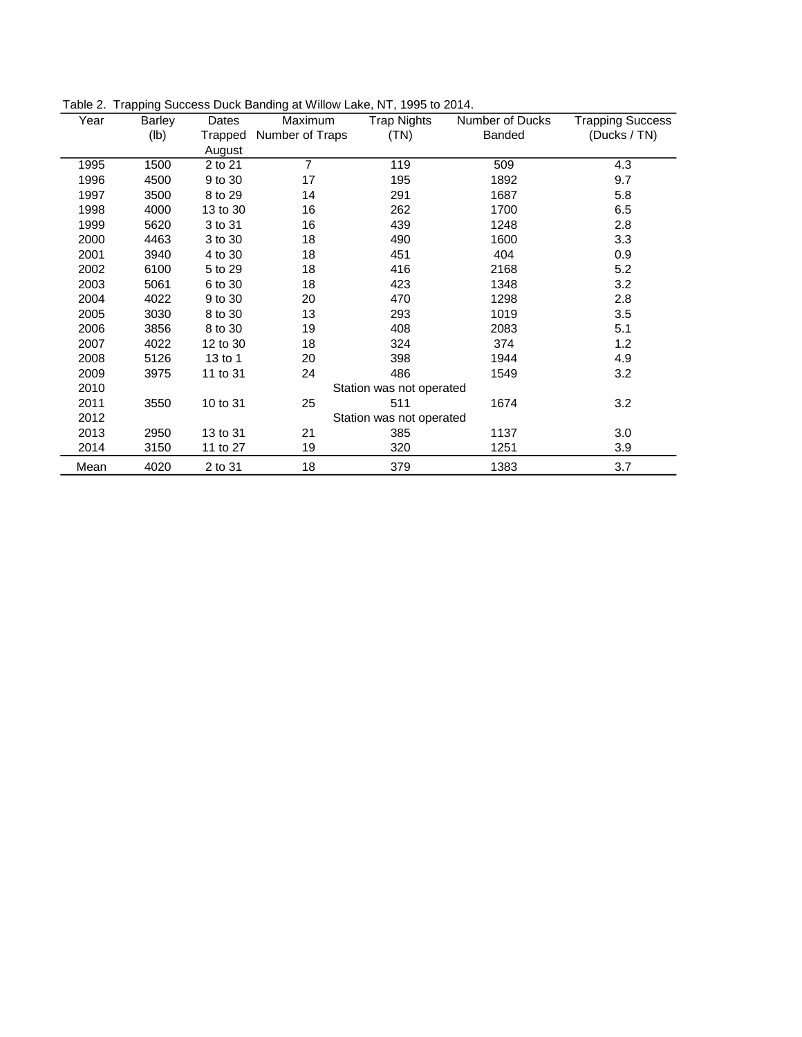Table 2. Trapping Success Duck Banding at Willow Lake, NT, 1995 to 2014.

| Year | Barley (lb) | Dates Trapped August | Maximum Number of Traps | Trap Nights (TN) | Number of Ducks Banded | Trapping Success (Ducks / TN) |
|---|---|---|---|---|---|---|
| 1995 | 1500 | 2 to 21 | 7 | 119 | 509 | 4.3 |
| 1996 | 4500 | 9 to 30 | 17 | 195 | 1892 | 9.7 |
| 1997 | 3500 | 8 to 29 | 14 | 291 | 1687 | 5.8 |
| 1998 | 4000 | 13 to 30 | 16 | 262 | 1700 | 6.5 |
| 1999 | 5620 | 3 to 31 | 16 | 439 | 1248 | 2.8 |
| 2000 | 4463 | 3 to 30 | 18 | 490 | 1600 | 3.3 |
| 2001 | 3940 | 4 to 30 | 18 | 451 | 404 | 0.9 |
| 2002 | 6100 | 5 to 29 | 18 | 416 | 2168 | 5.2 |
| 2003 | 5061 | 6 to 30 | 18 | 423 | 1348 | 3.2 |
| 2004 | 4022 | 9 to 30 | 20 | 470 | 1298 | 2.8 |
| 2005 | 3030 | 8 to 30 | 13 | 293 | 1019 | 3.5 |
| 2006 | 3856 | 8 to 30 | 19 | 408 | 2083 | 5.1 |
| 2007 | 4022 | 12 to 30 | 18 | 324 | 374 | 1.2 |
| 2008 | 5126 | 13 to 1 | 20 | 398 | 1944 | 4.9 |
| 2009 | 3975 | 11 to 31 | 24 | 486 | 1549 | 3.2 |
| 2010 | | | | Station was not operated | | |
| 2011 | 3550 | 10 to 31 | 25 | 511 | 1674 | 3.2 |
| 2012 | | | | Station was not operated | | |
| 2013 | 2950 | 13 to 31 | 21 | 385 | 1137 | 3.0 |
| 2014 | 3150 | 11 to 27 | 19 | 320 | 1251 | 3.9 |
| Mean | 4020 | 2 to 31 | 18 | 379 | 1383 | 3.7 |